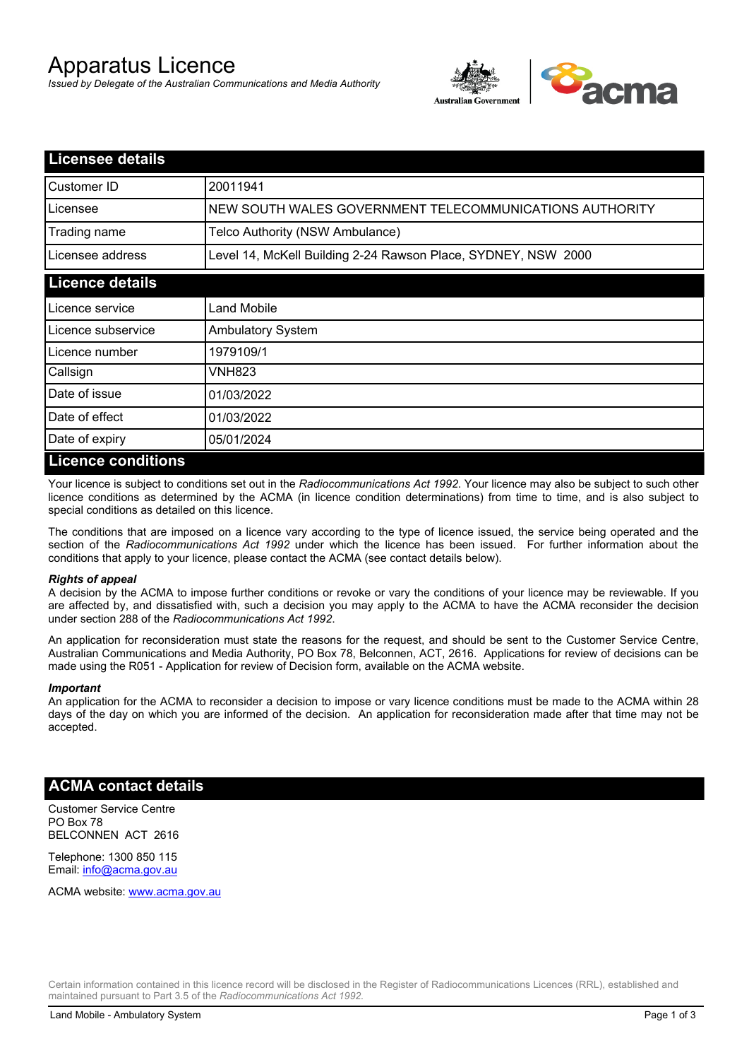# Apparatus Licence

*Issued by Delegate of the Australian Communications and Media Authority*

## Licensee details

| | |
|---|---|
| Customer ID | 20011941 |
| Licensee | NEW SOUTH WALES GOVERNMENT TELECOMMUNICATIONS AUTHORITY |
| Trading name | Telco Authority (NSW Ambulance) |
| Licensee address | Level 14, McKell Building 2-24 Rawson Place, SYDNEY, NSW 2000 |

## Licence details

| | |
|---|---|
| Licence service | Land Mobile |
| Licence subservice | Ambulatory System |
| Licence number | 1979109/1 |
| Callsign | VNH823 |
| Date of issue | 01/03/2022 |
| Date of effect | 01/03/2022 |
| Date of expiry | 05/01/2024 |

## Licence conditions

Your licence is subject to conditions set out in the *Radiocommunications Act 1992*. Your licence may also be subject to such other licence conditions as determined by the ACMA (in licence condition determinations) from time to time, and is also subject to special conditions as detailed on this licence.

The conditions that are imposed on a licence vary according to the type of licence issued, the service being operated and the section of the *Radiocommunications Act 1992* under which the licence has been issued. For further information about the conditions that apply to your licence, please contact the ACMA (see contact details below).

***Rights of appeal***

A decision by the ACMA to impose further conditions or revoke or vary the conditions of your licence may be reviewable. If you are affected by, and dissatisfied with, such a decision you may apply to the ACMA to have the ACMA reconsider the decision under section 288 of the *Radiocommunications Act 1992*.

An application for reconsideration must state the reasons for the request, and should be sent to the Customer Service Centre, Australian Communications and Media Authority, PO Box 78, Belconnen, ACT, 2616. Applications for review of decisions can be made using the R051 - Application for review of Decision form, available on the ACMA website.

***Important***

An application for the ACMA to reconsider a decision to impose or vary licence conditions must be made to the ACMA within 28 days of the day on which you are informed of the decision. An application for reconsideration made after that time may not be accepted.

## ACMA contact details

Customer Service Centre
PO Box 78
BELCONNEN ACT 2616

Telephone: 1300 850 115
Email: info@acma.gov.au

ACMA website: www.acma.gov.au

Certain information contained in this licence record will be disclosed in the Register of Radiocommunications Licences (RRL), established and maintained pursuant to Part 3.5 of the *Radiocommunications Act 1992.*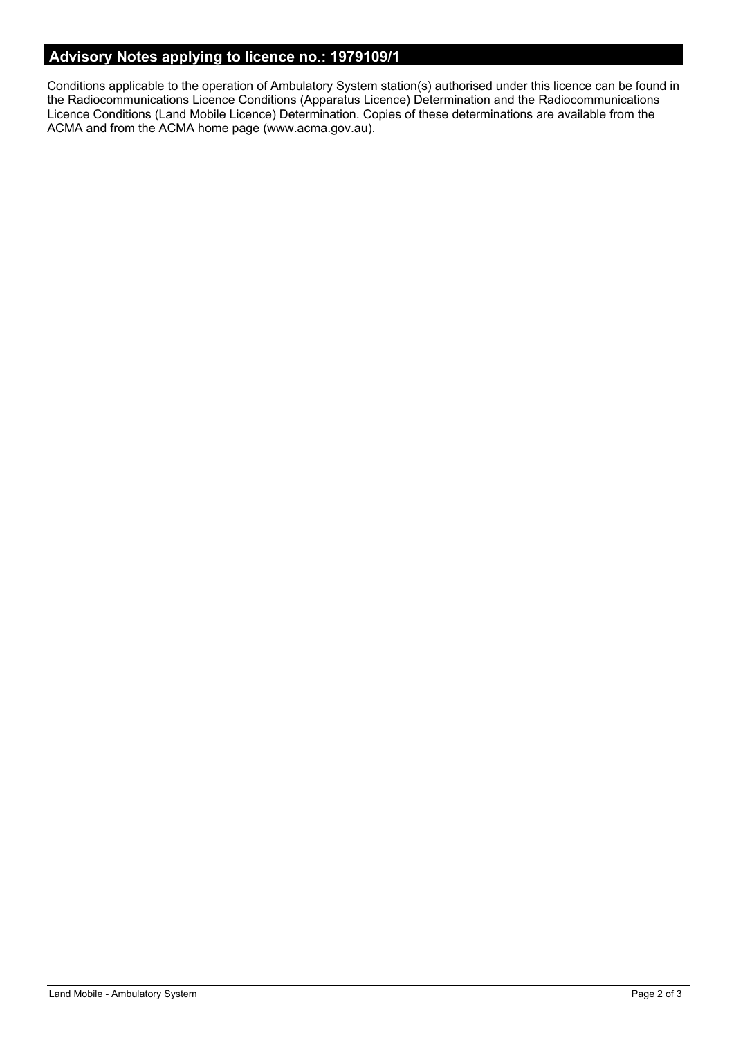## Advisory Notes applying to licence no.: 1979109/1

Conditions applicable to the operation of Ambulatory System station(s) authorised under this licence can be found in the Radiocommunications Licence Conditions (Apparatus Licence) Determination and the Radiocommunications Licence Conditions (Land Mobile Licence) Determination. Copies of these determinations are available from the ACMA and from the ACMA home page (www.acma.gov.au).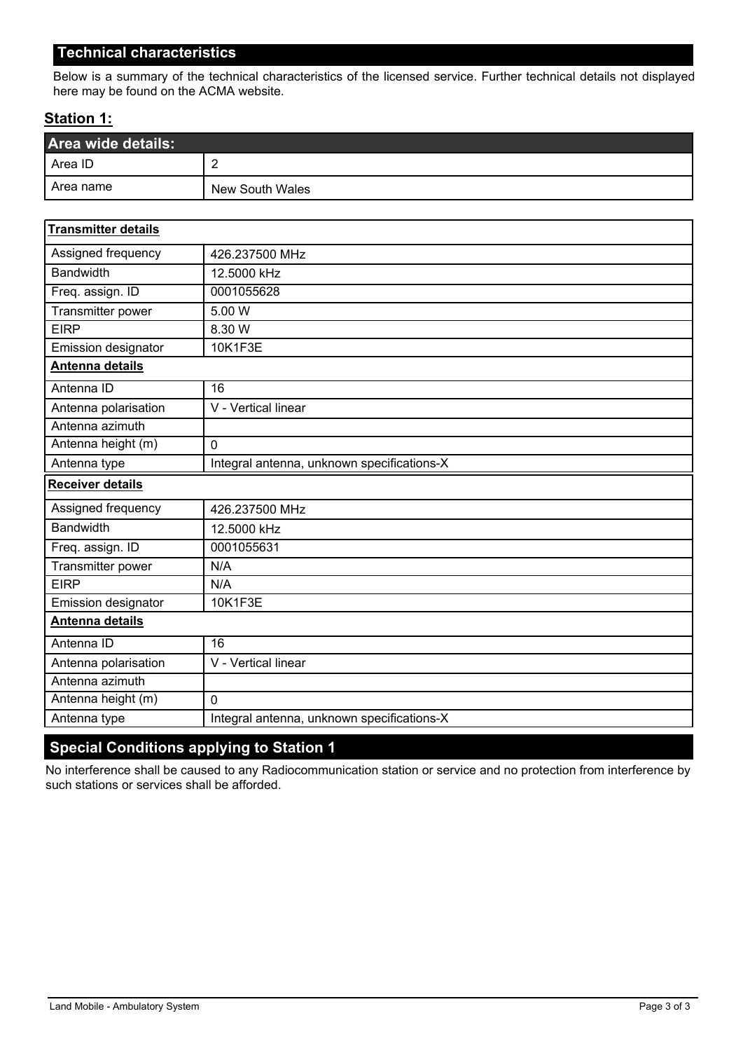## Technical characteristics

Below is a summary of the technical characteristics of the licensed service. Further technical details not displayed here may be found on the ACMA website.

### Station 1:

| Area wide details: | |
|---|---|
| Area ID | 2 |
| Area name | New South Wales |

| Transmitter details | |
|---|---|
| Assigned frequency | 426.237500 MHz |
| Bandwidth | 12.5000 kHz |
| Freq. assign. ID | 0001055628 |
| Transmitter power | 5.00 W |
| EIRP | 8.30 W |
| Emission designator | 10K1F3E |
| **Antenna details** | |
| Antenna ID | 16 |
| Antenna polarisation | V - Vertical linear |
| Antenna azimuth | |
| Antenna height (m) | 0 |
| Antenna type | Integral antenna, unknown specifications-X |

| Receiver details | |
|---|---|
| Assigned frequency | 426.237500 MHz |
| Bandwidth | 12.5000 kHz |
| Freq. assign. ID | 0001055631 |
| Transmitter power | N/A |
| EIRP | N/A |
| Emission designator | 10K1F3E |
| **Antenna details** | |
| Antenna ID | 16 |
| Antenna polarisation | V - Vertical linear |
| Antenna azimuth | |
| Antenna height (m) | 0 |
| Antenna type | Integral antenna, unknown specifications-X |

## Special Conditions applying to Station 1

No interference shall be caused to any Radiocommunication station or service and no protection from interference by such stations or services shall be afforded.